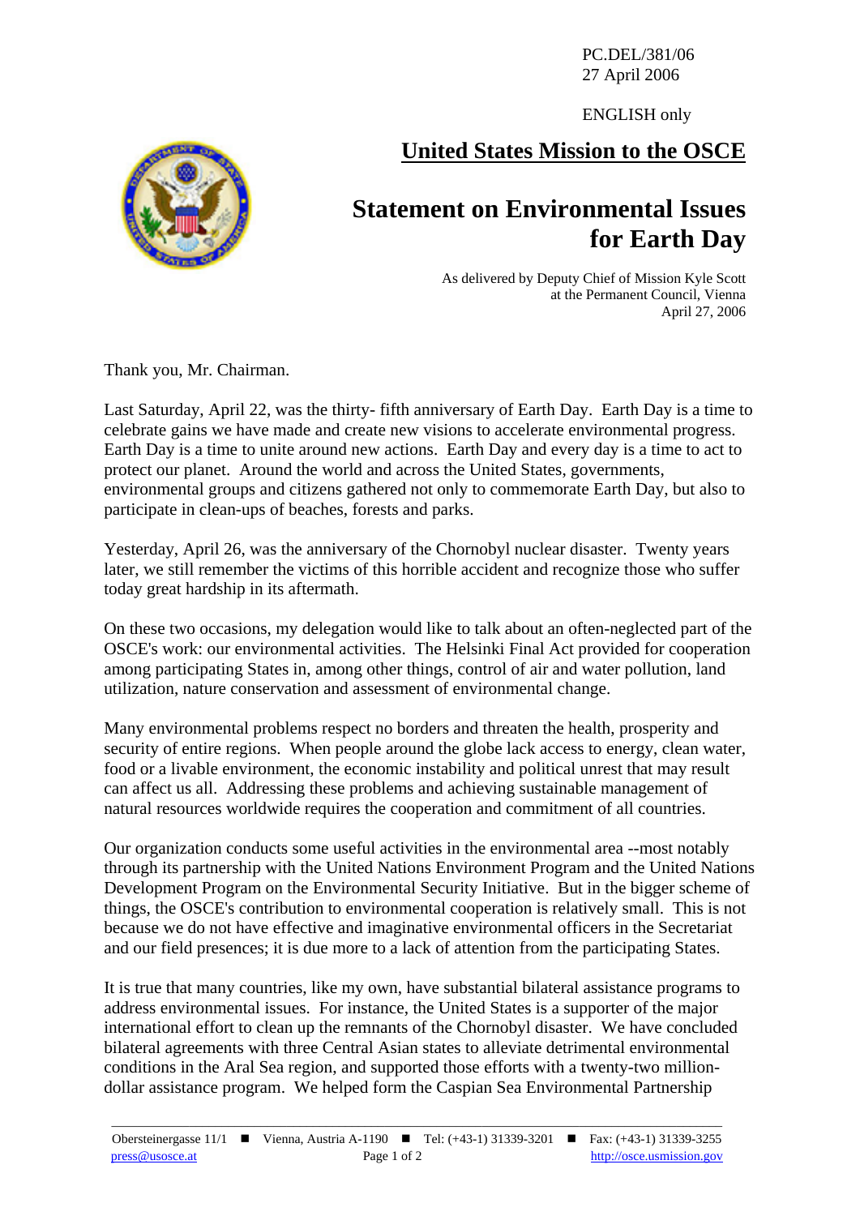PC.DEL/381/06
27 April 2006

ENGLISH only

## United States Mission to the OSCE

# Statement on Environmental Issues for Earth Day

As delivered by Deputy Chief of Mission Kyle Scott
at the Permanent Council, Vienna
April 27, 2006

Thank you, Mr. Chairman.

Last Saturday, April 22, was the thirty- fifth anniversary of Earth Day. Earth Day is a time to celebrate gains we have made and create new visions to accelerate environmental progress. Earth Day is a time to unite around new actions. Earth Day and every day is a time to act to protect our planet. Around the world and across the United States, governments, environmental groups and citizens gathered not only to commemorate Earth Day, but also to participate in clean-ups of beaches, forests and parks.

Yesterday, April 26, was the anniversary of the Chornobyl nuclear disaster. Twenty years later, we still remember the victims of this horrible accident and recognize those who suffer today great hardship in its aftermath.

On these two occasions, my delegation would like to talk about an often-neglected part of the OSCE's work: our environmental activities. The Helsinki Final Act provided for cooperation among participating States in, among other things, control of air and water pollution, land utilization, nature conservation and assessment of environmental change.

Many environmental problems respect no borders and threaten the health, prosperity and security of entire regions. When people around the globe lack access to energy, clean water, food or a livable environment, the economic instability and political unrest that may result can affect us all. Addressing these problems and achieving sustainable management of natural resources worldwide requires the cooperation and commitment of all countries.

Our organization conducts some useful activities in the environmental area --most notably through its partnership with the United Nations Environment Program and the United Nations Development Program on the Environmental Security Initiative. But in the bigger scheme of things, the OSCE's contribution to environmental cooperation is relatively small. This is not because we do not have effective and imaginative environmental officers in the Secretariat and our field presences; it is due more to a lack of attention from the participating States.

It is true that many countries, like my own, have substantial bilateral assistance programs to address environmental issues. For instance, the United States is a supporter of the major international effort to clean up the remnants of the Chornobyl disaster. We have concluded bilateral agreements with three Central Asian states to alleviate detrimental environmental conditions in the Aral Sea region, and supported those efforts with a twenty-two million-dollar assistance program. We helped form the Caspian Sea Environmental Partnership

Obersteinergasse 11/1 ■ Vienna, Austria A-1190 ■ Tel: (+43-1) 31339-3201 ■ Fax: (+43-1) 31339-3255
press@usosce.at http://osce.usmission.gov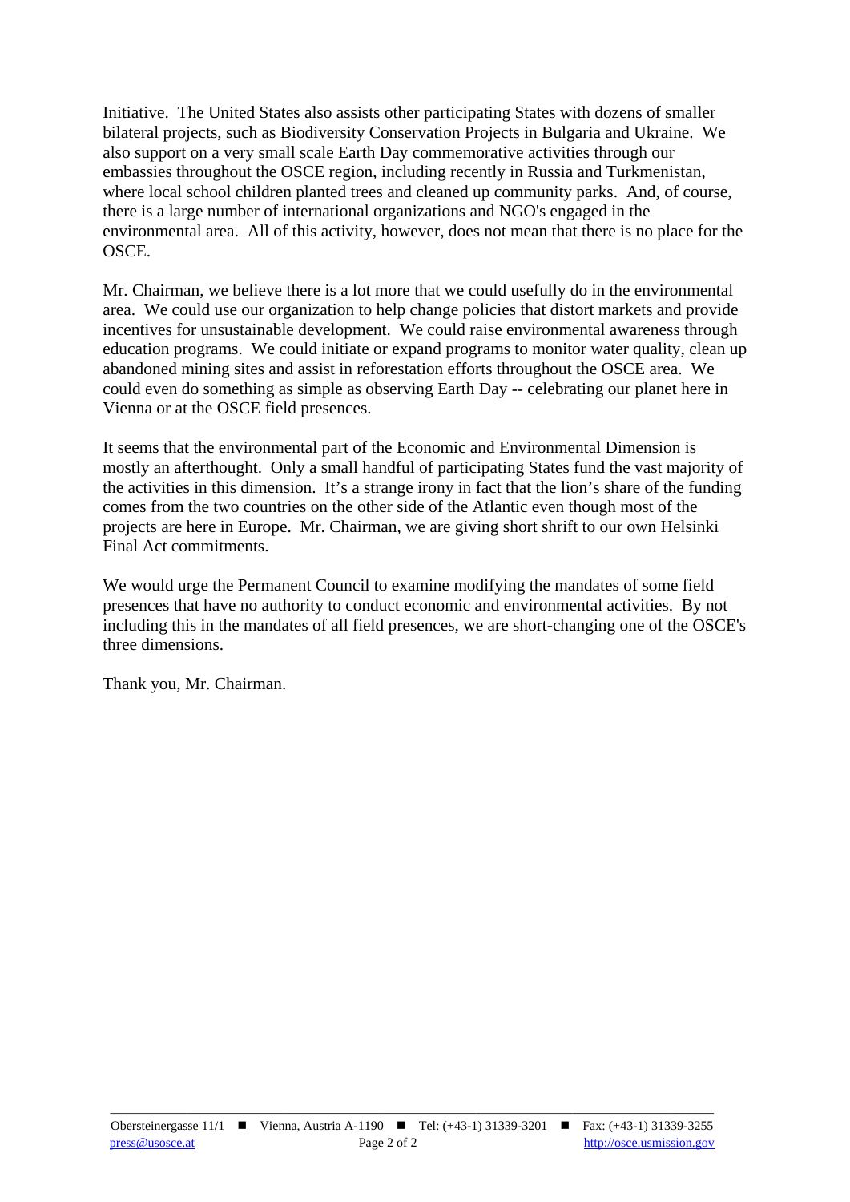Initiative. The United States also assists other participating States with dozens of smaller bilateral projects, such as Biodiversity Conservation Projects in Bulgaria and Ukraine. We also support on a very small scale Earth Day commemorative activities through our embassies throughout the OSCE region, including recently in Russia and Turkmenistan, where local school children planted trees and cleaned up community parks. And, of course, there is a large number of international organizations and NGO's engaged in the environmental area. All of this activity, however, does not mean that there is no place for the OSCE.

Mr. Chairman, we believe there is a lot more that we could usefully do in the environmental area. We could use our organization to help change policies that distort markets and provide incentives for unsustainable development. We could raise environmental awareness through education programs. We could initiate or expand programs to monitor water quality, clean up abandoned mining sites and assist in reforestation efforts throughout the OSCE area. We could even do something as simple as observing Earth Day -- celebrating our planet here in Vienna or at the OSCE field presences.

It seems that the environmental part of the Economic and Environmental Dimension is mostly an afterthought. Only a small handful of participating States fund the vast majority of the activities in this dimension. It's a strange irony in fact that the lion's share of the funding comes from the two countries on the other side of the Atlantic even though most of the projects are here in Europe. Mr. Chairman, we are giving short shrift to our own Helsinki Final Act commitments.

We would urge the Permanent Council to examine modifying the mandates of some field presences that have no authority to conduct economic and environmental activities. By not including this in the mandates of all field presences, we are short-changing one of the OSCE's three dimensions.

Thank you, Mr. Chairman.